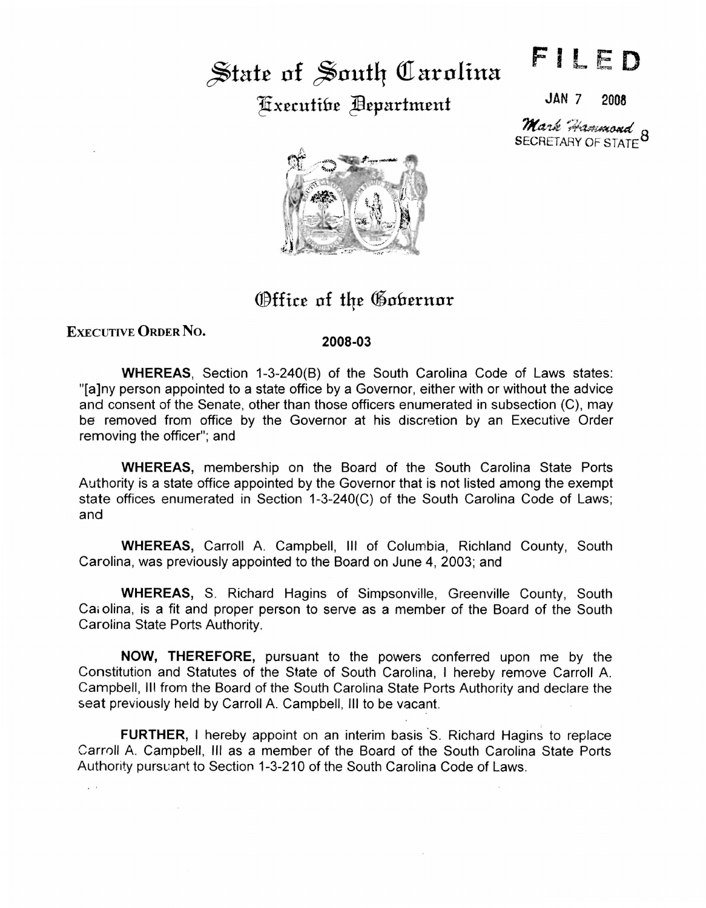# State of South Carolina

## Executive Department

**FILED**

JAN 7 2008

Mark Hammond
SECRETARY OF STATE 8

## Office of the Governor

**EXECUTIVE ORDER NO.** **2008-03**

**WHEREAS**, Section 1-3-240(B) of the South Carolina Code of Laws states: "[a]ny person appointed to a state office by a Governor, either with or without the advice and consent of the Senate, other than those officers enumerated in subsection (C), may be removed from office by the Governor at his discretion by an Executive Order removing the officer"; and

**WHEREAS,** membership on the Board of the South Carolina State Ports Authority is a state office appointed by the Governor that is not listed among the exempt state offices enumerated in Section 1-3-240(C) of the South Carolina Code of Laws; and

**WHEREAS,** Carroll A. Campbell, III of Columbia, Richland County, South Carolina, was previously appointed to the Board on June 4, 2003; and

**WHEREAS,** S. Richard Hagins of Simpsonville, Greenville County, South Carolina, is a fit and proper person to serve as a member of the Board of the South Carolina State Ports Authority.

**NOW, THEREFORE,** pursuant to the powers conferred upon me by the Constitution and Statutes of the State of South Carolina, I hereby remove Carroll A. Campbell, III from the Board of the South Carolina State Ports Authority and declare the seat previously held by Carroll A. Campbell, III to be vacant.

**FURTHER,** I hereby appoint on an interim basis S. Richard Hagins to replace Carroll A. Campbell, III as a member of the Board of the South Carolina State Ports Authority pursuant to Section 1-3-210 of the South Carolina Code of Laws.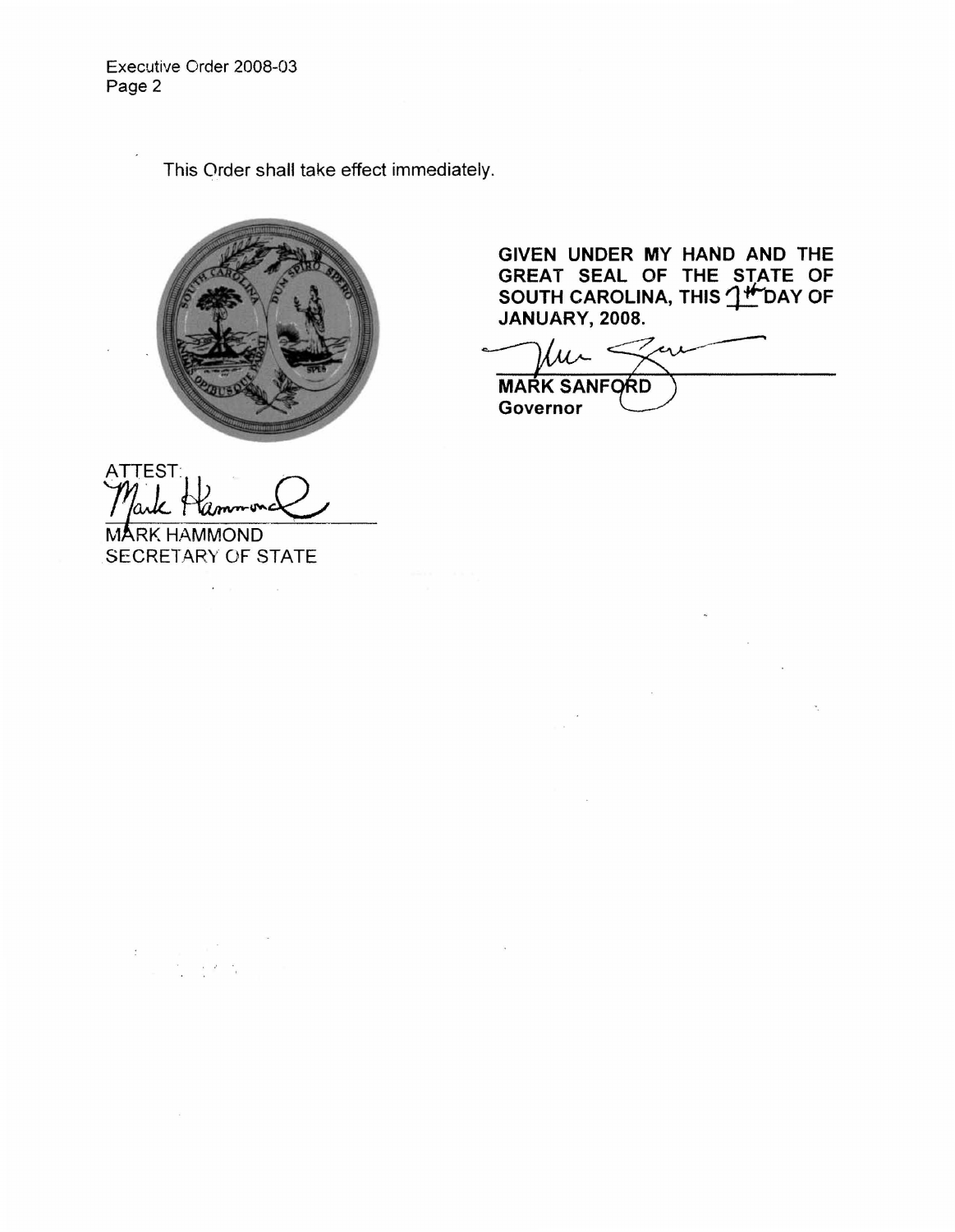This Order shall take effect immediately.

**GIVEN UNDER MY HAND AND THE GREAT SEAL OF THE STATE OF SOUTH CAROLINA, THIS 7th DAY OF JANUARY, 2008.**

**MARK SANFORD**
**Governor**

ATTEST:

MARK HAMMOND
SECRETARY OF STATE